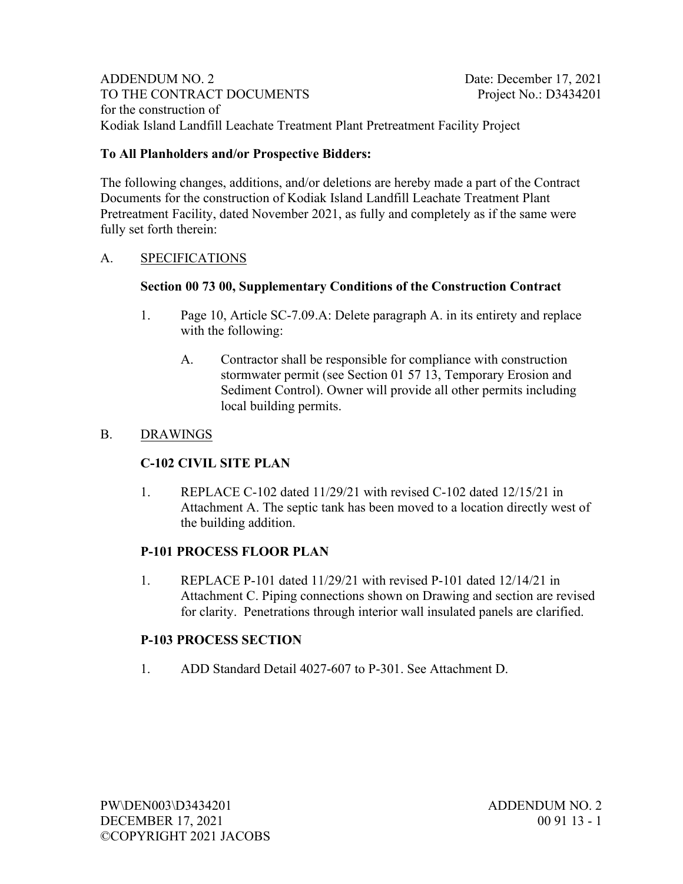ADDENDUM NO. 2 Date: December 17, 2021
TO THE CONTRACT DOCUMENTS Project No.: D3434201
for the construction of
Kodiak Island Landfill Leachate Treatment Plant Pretreatment Facility Project

**To All Planholders and/or Prospective Bidders:**

The following changes, additions, and/or deletions are hereby made a part of the Contract Documents for the construction of Kodiak Island Landfill Leachate Treatment Plant Pretreatment Facility, dated November 2021, as fully and completely as if the same were fully set forth therein:

## A. SPECIFICATIONS

### Section 00 73 00, Supplementary Conditions of the Construction Contract

1. Page 10, Article SC-7.09.A: Delete paragraph A. in its entirety and replace with the following:

   A. Contractor shall be responsible for compliance with construction stormwater permit (see Section 01 57 13, Temporary Erosion and Sediment Control). Owner will provide all other permits including local building permits.

## B. DRAWINGS

### C-102 CIVIL SITE PLAN

1. REPLACE C-102 dated 11/29/21 with revised C-102 dated 12/15/21 in Attachment A. The septic tank has been moved to a location directly west of the building addition.

### P-101 PROCESS FLOOR PLAN

1. REPLACE P-101 dated 11/29/21 with revised P-101 dated 12/14/21 in Attachment C. Piping connections shown on Drawing and section are revised for clarity. Penetrations through interior wall insulated panels are clarified.

### P-103 PROCESS SECTION

1. ADD Standard Detail 4027-607 to P-301. See Attachment D.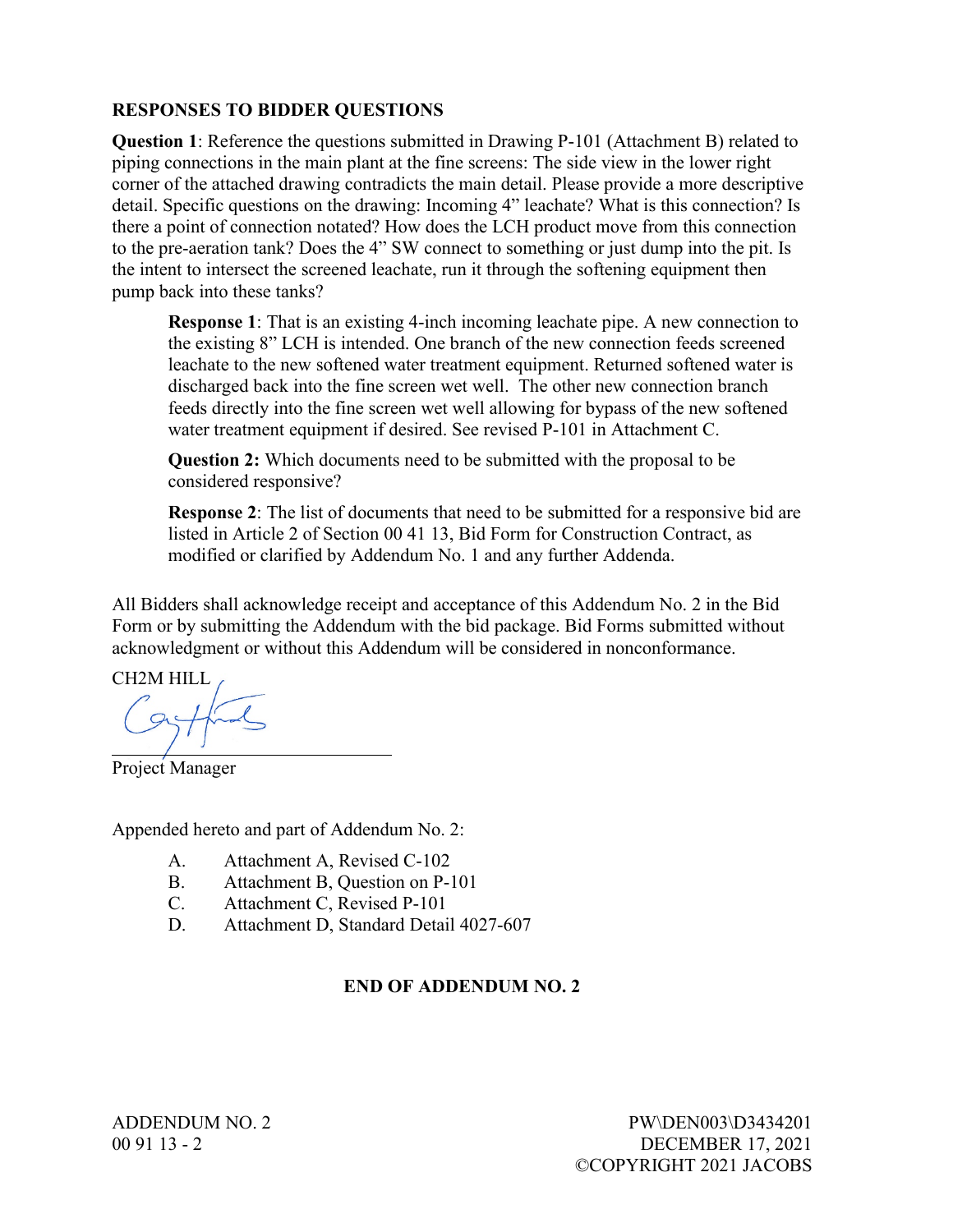**RESPONSES TO BIDDER QUESTIONS**

**Question 1**: Reference the questions submitted in Drawing P-101 (Attachment B) related to piping connections in the main plant at the fine screens: The side view in the lower right corner of the attached drawing contradicts the main detail. Please provide a more descriptive detail. Specific questions on the drawing: Incoming 4" leachate? What is this connection? Is there a point of connection notated? How does the LCH product move from this connection to the pre-aeration tank? Does the 4" SW connect to something or just dump into the pit. Is the intent to intersect the screened leachate, run it through the softening equipment then pump back into these tanks?

> **Response 1**: That is an existing 4-inch incoming leachate pipe. A new connection to the existing 8" LCH is intended. One branch of the new connection feeds screened leachate to the new softened water treatment equipment. Returned softened water is discharged back into the fine screen wet well. The other new connection branch feeds directly into the fine screen wet well allowing for bypass of the new softened water treatment equipment if desired. See revised P-101 in Attachment C.
>
> **Question 2:** Which documents need to be submitted with the proposal to be considered responsive?
>
> **Response 2**: The list of documents that need to be submitted for a responsive bid are listed in Article 2 of Section 00 41 13, Bid Form for Construction Contract, as modified or clarified by Addendum No. 1 and any further Addenda.

All Bidders shall acknowledge receipt and acceptance of this Addendum No. 2 in the Bid Form or by submitting the Addendum with the bid package. Bid Forms submitted without acknowledgment or without this Addendum will be considered in nonconformance.

CH2M HILL

Project Manager

Appended hereto and part of Addendum No. 2:

A. Attachment A, Revised C-102
B. Attachment B, Question on P-101
C. Attachment C, Revised P-101
D. Attachment D, Standard Detail 4027-607

**END OF ADDENDUM NO. 2**